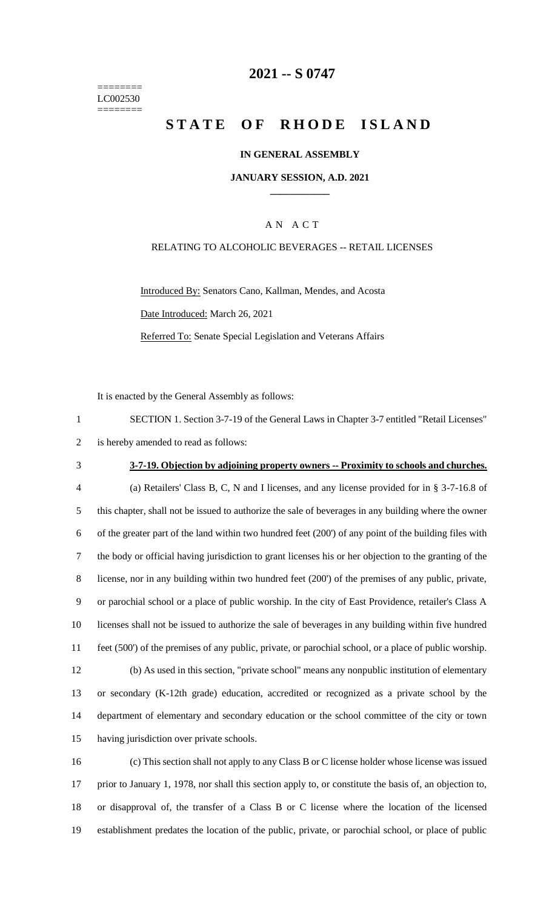========
LC002530
========

# 2021 -- S 0747

# STATE OF RHODE ISLAND

### IN GENERAL ASSEMBLY

### JANUARY SESSION, A.D. 2021

A N A C T

RELATING TO ALCOHOLIC BEVERAGES -- RETAIL LICENSES

Introduced By: Senators Cano, Kallman, Mendes, and Acosta

Date Introduced: March 26, 2021

Referred To: Senate Special Legislation and Veterans Affairs

It is enacted by the General Assembly as follows:

1 SECTION 1. Section 3-7-19 of the General Laws in Chapter 3-7 entitled "Retail Licenses"
2 is hereby amended to read as follows:

3 **3-7-19. Objection by adjoining property owners -- Proximity to schools and churches.**

4 (a) Retailers' Class B, C, N and I licenses, and any license provided for in § 3-7-16.8 of
5 this chapter, shall not be issued to authorize the sale of beverages in any building where the owner
6 of the greater part of the land within two hundred feet (200') of any point of the building files with
7 the body or official having jurisdiction to grant licenses his or her objection to the granting of the
8 license, nor in any building within two hundred feet (200') of the premises of any public, private,
9 or parochial school or a place of public worship. In the city of East Providence, retailer's Class A
10 licenses shall not be issued to authorize the sale of beverages in any building within five hundred
11 feet (500') of the premises of any public, private, or parochial school, or a place of public worship.

12 (b) As used in this section, "private school" means any nonpublic institution of elementary
13 or secondary (K-12th grade) education, accredited or recognized as a private school by the
14 department of elementary and secondary education or the school committee of the city or town
15 having jurisdiction over private schools.

16 (c) This section shall not apply to any Class B or C license holder whose license was issued
17 prior to January 1, 1978, nor shall this section apply to, or constitute the basis of, an objection to,
18 or disapproval of, the transfer of a Class B or C license where the location of the licensed
19 establishment predates the location of the public, private, or parochial school, or place of public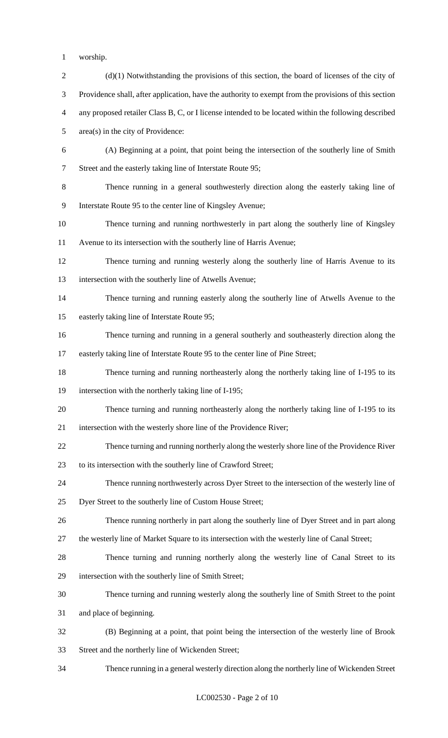worship.

(d)(1) Notwithstanding the provisions of this section, the board of licenses of the city of Providence shall, after application, have the authority to exempt from the provisions of this section any proposed retailer Class B, C, or I license intended to be located within the following described area(s) in the city of Providence:

(A) Beginning at a point, that point being the intersection of the southerly line of Smith Street and the easterly taking line of Interstate Route 95;

Thence running in a general southwesterly direction along the easterly taking line of Interstate Route 95 to the center line of Kingsley Avenue;

Thence turning and running northwesterly in part along the southerly line of Kingsley Avenue to its intersection with the southerly line of Harris Avenue;

Thence turning and running westerly along the southerly line of Harris Avenue to its intersection with the southerly line of Atwells Avenue;

Thence turning and running easterly along the southerly line of Atwells Avenue to the easterly taking line of Interstate Route 95;

Thence turning and running in a general southerly and southeasterly direction along the easterly taking line of Interstate Route 95 to the center line of Pine Street;

Thence turning and running northeasterly along the northerly taking line of I-195 to its intersection with the northerly taking line of I-195;

Thence turning and running northeasterly along the northerly taking line of I-195 to its intersection with the westerly shore line of the Providence River;

Thence turning and running northerly along the westerly shore line of the Providence River to its intersection with the southerly line of Crawford Street;

Thence running northwesterly across Dyer Street to the intersection of the westerly line of Dyer Street to the southerly line of Custom House Street;

Thence running northerly in part along the southerly line of Dyer Street and in part along the westerly line of Market Square to its intersection with the westerly line of Canal Street;

Thence turning and running northerly along the westerly line of Canal Street to its intersection with the southerly line of Smith Street;

Thence turning and running westerly along the southerly line of Smith Street to the point and place of beginning.

(B) Beginning at a point, that point being the intersection of the westerly line of Brook Street and the northerly line of Wickenden Street;

Thence running in a general westerly direction along the northerly line of Wickenden Street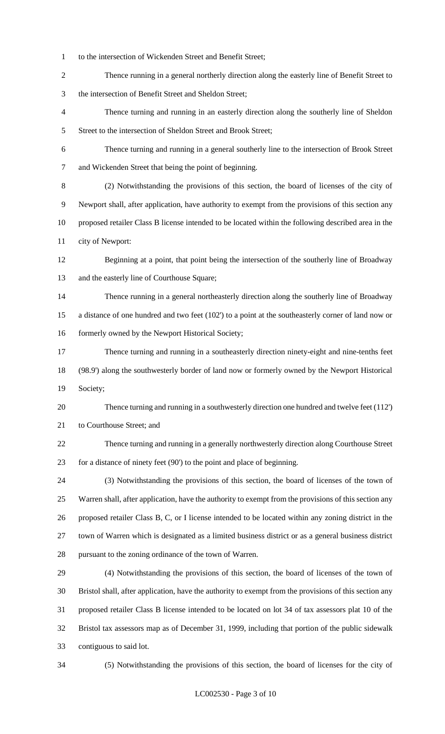to the intersection of Wickenden Street and Benefit Street;

Thence running in a general northerly direction along the easterly line of Benefit Street to the intersection of Benefit Street and Sheldon Street;

Thence turning and running in an easterly direction along the southerly line of Sheldon Street to the intersection of Sheldon Street and Brook Street;

Thence turning and running in a general southerly line to the intersection of Brook Street and Wickenden Street that being the point of beginning.

(2) Notwithstanding the provisions of this section, the board of licenses of the city of Newport shall, after application, have authority to exempt from the provisions of this section any proposed retailer Class B license intended to be located within the following described area in the city of Newport:

Beginning at a point, that point being the intersection of the southerly line of Broadway and the easterly line of Courthouse Square;

Thence running in a general northeasterly direction along the southerly line of Broadway a distance of one hundred and two feet (102') to a point at the southeasterly corner of land now or formerly owned by the Newport Historical Society;

Thence turning and running in a southeasterly direction ninety-eight and nine-tenths feet (98.9') along the southwesterly border of land now or formerly owned by the Newport Historical Society;

Thence turning and running in a southwesterly direction one hundred and twelve feet (112') to Courthouse Street; and

Thence turning and running in a generally northwesterly direction along Courthouse Street for a distance of ninety feet (90') to the point and place of beginning.

(3) Notwithstanding the provisions of this section, the board of licenses of the town of Warren shall, after application, have the authority to exempt from the provisions of this section any proposed retailer Class B, C, or I license intended to be located within any zoning district in the town of Warren which is designated as a limited business district or as a general business district pursuant to the zoning ordinance of the town of Warren.

(4) Notwithstanding the provisions of this section, the board of licenses of the town of Bristol shall, after application, have the authority to exempt from the provisions of this section any proposed retailer Class B license intended to be located on lot 34 of tax assessors plat 10 of the Bristol tax assessors map as of December 31, 1999, including that portion of the public sidewalk contiguous to said lot.

(5) Notwithstanding the provisions of this section, the board of licenses for the city of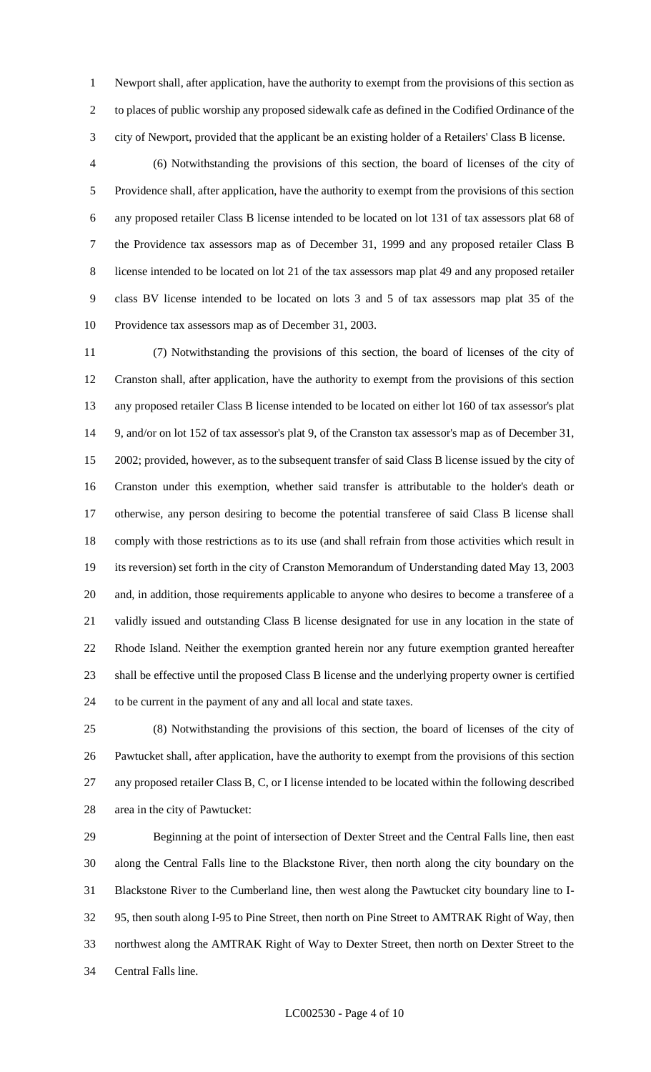Newport shall, after application, have the authority to exempt from the provisions of this section as to places of public worship any proposed sidewalk cafe as defined in the Codified Ordinance of the city of Newport, provided that the applicant be an existing holder of a Retailers' Class B license.

(6) Notwithstanding the provisions of this section, the board of licenses of the city of Providence shall, after application, have the authority to exempt from the provisions of this section any proposed retailer Class B license intended to be located on lot 131 of tax assessors plat 68 of the Providence tax assessors map as of December 31, 1999 and any proposed retailer Class B license intended to be located on lot 21 of the tax assessors map plat 49 and any proposed retailer class BV license intended to be located on lots 3 and 5 of tax assessors map plat 35 of the Providence tax assessors map as of December 31, 2003.

(7) Notwithstanding the provisions of this section, the board of licenses of the city of Cranston shall, after application, have the authority to exempt from the provisions of this section any proposed retailer Class B license intended to be located on either lot 160 of tax assessor's plat 9, and/or on lot 152 of tax assessor's plat 9, of the Cranston tax assessor's map as of December 31, 2002; provided, however, as to the subsequent transfer of said Class B license issued by the city of Cranston under this exemption, whether said transfer is attributable to the holder's death or otherwise, any person desiring to become the potential transferee of said Class B license shall comply with those restrictions as to its use (and shall refrain from those activities which result in its reversion) set forth in the city of Cranston Memorandum of Understanding dated May 13, 2003 and, in addition, those requirements applicable to anyone who desires to become a transferee of a validly issued and outstanding Class B license designated for use in any location in the state of Rhode Island. Neither the exemption granted herein nor any future exemption granted hereafter shall be effective until the proposed Class B license and the underlying property owner is certified to be current in the payment of any and all local and state taxes.

(8) Notwithstanding the provisions of this section, the board of licenses of the city of Pawtucket shall, after application, have the authority to exempt from the provisions of this section any proposed retailer Class B, C, or I license intended to be located within the following described area in the city of Pawtucket:

Beginning at the point of intersection of Dexter Street and the Central Falls line, then east along the Central Falls line to the Blackstone River, then north along the city boundary on the Blackstone River to the Cumberland line, then west along the Pawtucket city boundary line to I-95, then south along I-95 to Pine Street, then north on Pine Street to AMTRAK Right of Way, then northwest along the AMTRAK Right of Way to Dexter Street, then north on Dexter Street to the Central Falls line.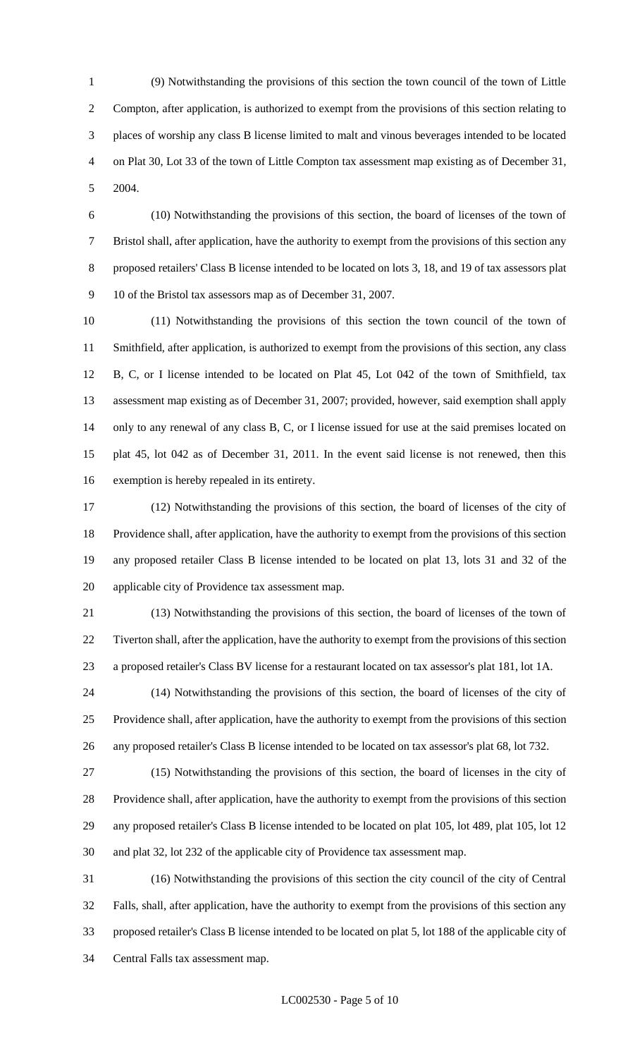(9) Notwithstanding the provisions of this section the town council of the town of Little Compton, after application, is authorized to exempt from the provisions of this section relating to places of worship any class B license limited to malt and vinous beverages intended to be located on Plat 30, Lot 33 of the town of Little Compton tax assessment map existing as of December 31, 2004.

(10) Notwithstanding the provisions of this section, the board of licenses of the town of Bristol shall, after application, have the authority to exempt from the provisions of this section any proposed retailers' Class B license intended to be located on lots 3, 18, and 19 of tax assessors plat 10 of the Bristol tax assessors map as of December 31, 2007.

(11) Notwithstanding the provisions of this section the town council of the town of Smithfield, after application, is authorized to exempt from the provisions of this section, any class B, C, or I license intended to be located on Plat 45, Lot 042 of the town of Smithfield, tax assessment map existing as of December 31, 2007; provided, however, said exemption shall apply only to any renewal of any class B, C, or I license issued for use at the said premises located on plat 45, lot 042 as of December 31, 2011. In the event said license is not renewed, then this exemption is hereby repealed in its entirety.

(12) Notwithstanding the provisions of this section, the board of licenses of the city of Providence shall, after application, have the authority to exempt from the provisions of this section any proposed retailer Class B license intended to be located on plat 13, lots 31 and 32 of the applicable city of Providence tax assessment map.

(13) Notwithstanding the provisions of this section, the board of licenses of the town of Tiverton shall, after the application, have the authority to exempt from the provisions of this section a proposed retailer's Class BV license for a restaurant located on tax assessor's plat 181, lot 1A.

(14) Notwithstanding the provisions of this section, the board of licenses of the city of Providence shall, after application, have the authority to exempt from the provisions of this section any proposed retailer's Class B license intended to be located on tax assessor's plat 68, lot 732.

(15) Notwithstanding the provisions of this section, the board of licenses in the city of Providence shall, after application, have the authority to exempt from the provisions of this section any proposed retailer's Class B license intended to be located on plat 105, lot 489, plat 105, lot 12 and plat 32, lot 232 of the applicable city of Providence tax assessment map.

(16) Notwithstanding the provisions of this section the city council of the city of Central Falls, shall, after application, have the authority to exempt from the provisions of this section any proposed retailer's Class B license intended to be located on plat 5, lot 188 of the applicable city of Central Falls tax assessment map.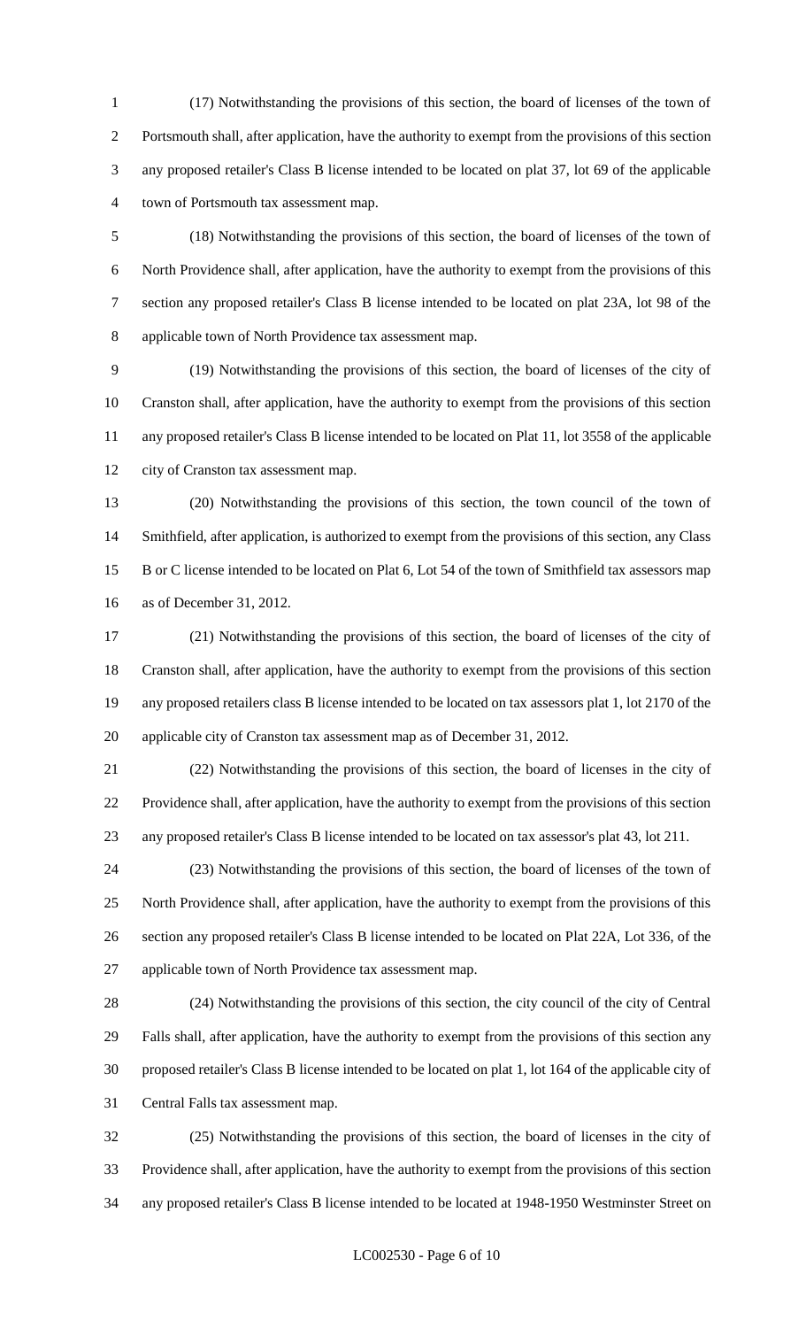(17) Notwithstanding the provisions of this section, the board of licenses of the town of Portsmouth shall, after application, have the authority to exempt from the provisions of this section any proposed retailer's Class B license intended to be located on plat 37, lot 69 of the applicable town of Portsmouth tax assessment map.

(18) Notwithstanding the provisions of this section, the board of licenses of the town of North Providence shall, after application, have the authority to exempt from the provisions of this section any proposed retailer's Class B license intended to be located on plat 23A, lot 98 of the applicable town of North Providence tax assessment map.

(19) Notwithstanding the provisions of this section, the board of licenses of the city of Cranston shall, after application, have the authority to exempt from the provisions of this section any proposed retailer's Class B license intended to be located on Plat 11, lot 3558 of the applicable city of Cranston tax assessment map.

(20) Notwithstanding the provisions of this section, the town council of the town of Smithfield, after application, is authorized to exempt from the provisions of this section, any Class B or C license intended to be located on Plat 6, Lot 54 of the town of Smithfield tax assessors map as of December 31, 2012.

(21) Notwithstanding the provisions of this section, the board of licenses of the city of Cranston shall, after application, have the authority to exempt from the provisions of this section any proposed retailers class B license intended to be located on tax assessors plat 1, lot 2170 of the applicable city of Cranston tax assessment map as of December 31, 2012.

(22) Notwithstanding the provisions of this section, the board of licenses in the city of Providence shall, after application, have the authority to exempt from the provisions of this section any proposed retailer's Class B license intended to be located on tax assessor's plat 43, lot 211.

(23) Notwithstanding the provisions of this section, the board of licenses of the town of North Providence shall, after application, have the authority to exempt from the provisions of this section any proposed retailer's Class B license intended to be located on Plat 22A, Lot 336, of the applicable town of North Providence tax assessment map.

(24) Notwithstanding the provisions of this section, the city council of the city of Central Falls shall, after application, have the authority to exempt from the provisions of this section any proposed retailer's Class B license intended to be located on plat 1, lot 164 of the applicable city of Central Falls tax assessment map.

(25) Notwithstanding the provisions of this section, the board of licenses in the city of Providence shall, after application, have the authority to exempt from the provisions of this section any proposed retailer's Class B license intended to be located at 1948-1950 Westminster Street on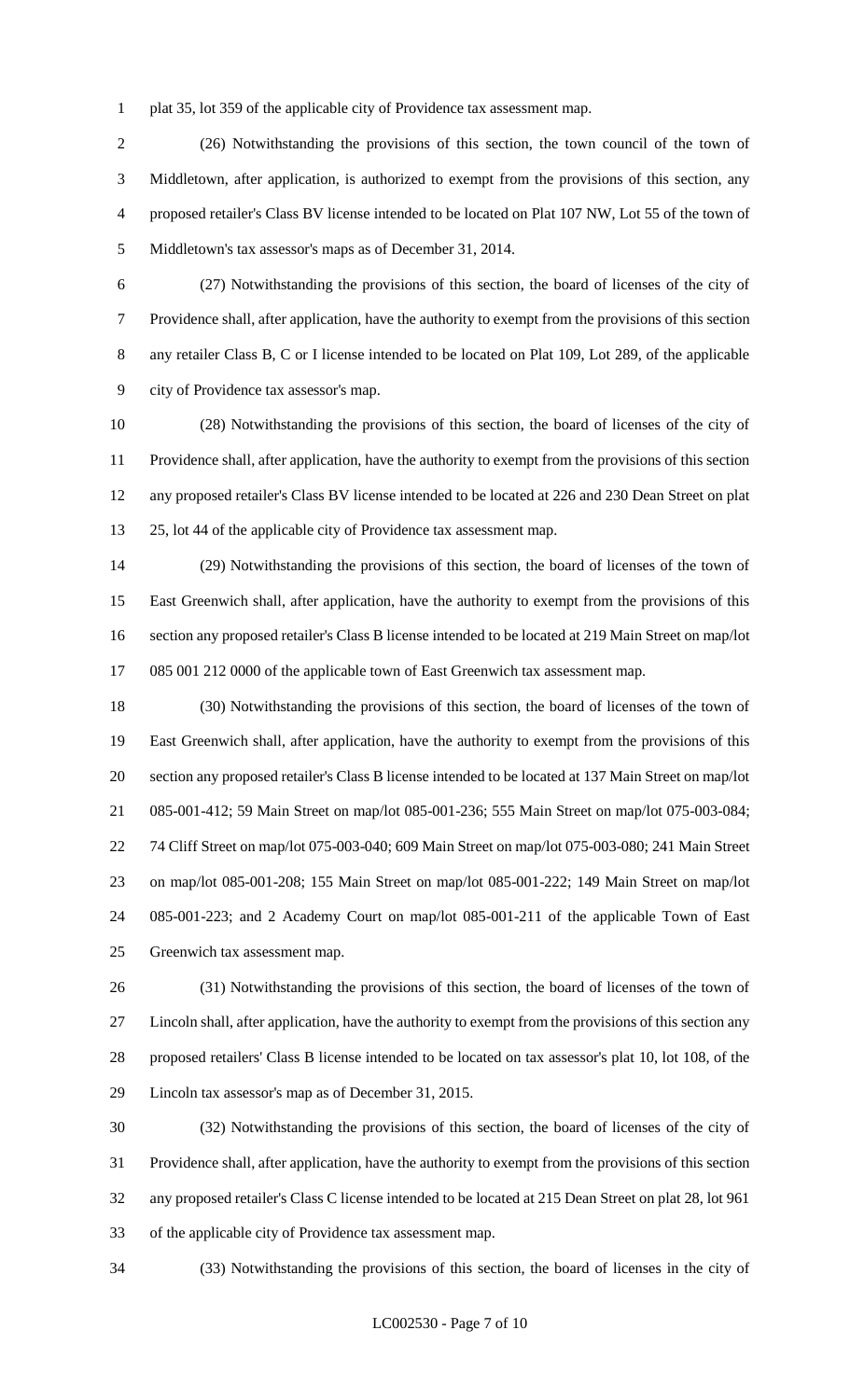plat 35, lot 359 of the applicable city of Providence tax assessment map.

(26) Notwithstanding the provisions of this section, the town council of the town of Middletown, after application, is authorized to exempt from the provisions of this section, any proposed retailer's Class BV license intended to be located on Plat 107 NW, Lot 55 of the town of Middletown's tax assessor's maps as of December 31, 2014.

(27) Notwithstanding the provisions of this section, the board of licenses of the city of Providence shall, after application, have the authority to exempt from the provisions of this section any retailer Class B, C or I license intended to be located on Plat 109, Lot 289, of the applicable city of Providence tax assessor's map.

(28) Notwithstanding the provisions of this section, the board of licenses of the city of Providence shall, after application, have the authority to exempt from the provisions of this section any proposed retailer's Class BV license intended to be located at 226 and 230 Dean Street on plat 25, lot 44 of the applicable city of Providence tax assessment map.

(29) Notwithstanding the provisions of this section, the board of licenses of the town of East Greenwich shall, after application, have the authority to exempt from the provisions of this section any proposed retailer's Class B license intended to be located at 219 Main Street on map/lot 085 001 212 0000 of the applicable town of East Greenwich tax assessment map.

(30) Notwithstanding the provisions of this section, the board of licenses of the town of East Greenwich shall, after application, have the authority to exempt from the provisions of this section any proposed retailer's Class B license intended to be located at 137 Main Street on map/lot 085-001-412; 59 Main Street on map/lot 085-001-236; 555 Main Street on map/lot 075-003-084; 74 Cliff Street on map/lot 075-003-040; 609 Main Street on map/lot 075-003-080; 241 Main Street on map/lot 085-001-208; 155 Main Street on map/lot 085-001-222; 149 Main Street on map/lot 085-001-223; and 2 Academy Court on map/lot 085-001-211 of the applicable Town of East Greenwich tax assessment map.

(31) Notwithstanding the provisions of this section, the board of licenses of the town of Lincoln shall, after application, have the authority to exempt from the provisions of this section any proposed retailers' Class B license intended to be located on tax assessor's plat 10, lot 108, of the Lincoln tax assessor's map as of December 31, 2015.

(32) Notwithstanding the provisions of this section, the board of licenses of the city of Providence shall, after application, have the authority to exempt from the provisions of this section any proposed retailer's Class C license intended to be located at 215 Dean Street on plat 28, lot 961 of the applicable city of Providence tax assessment map.

(33) Notwithstanding the provisions of this section, the board of licenses in the city of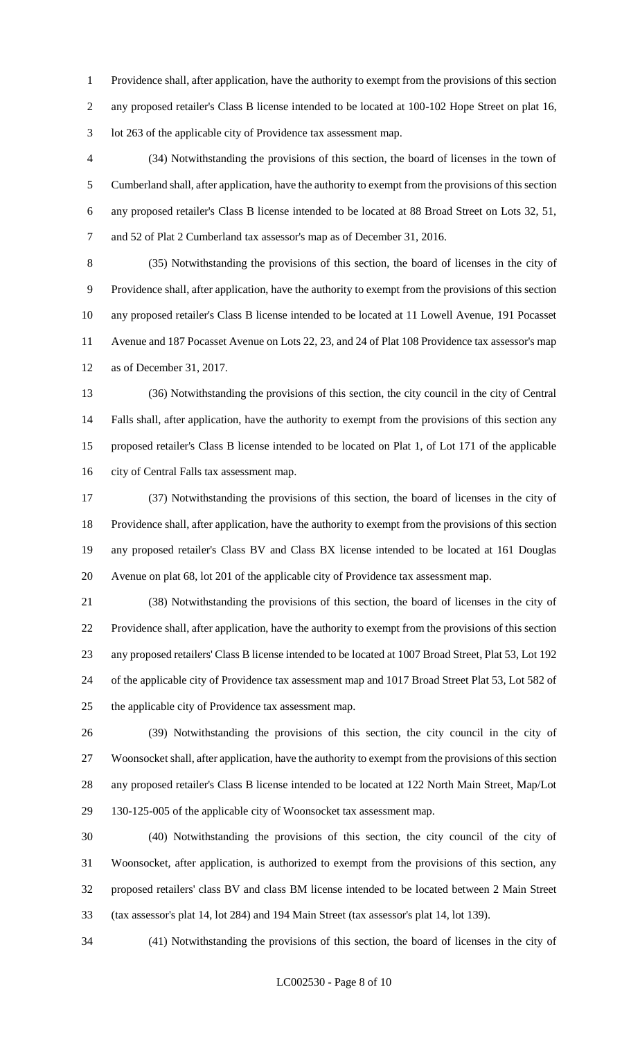Providence shall, after application, have the authority to exempt from the provisions of this section any proposed retailer's Class B license intended to be located at 100-102 Hope Street on plat 16, lot 263 of the applicable city of Providence tax assessment map.

(34) Notwithstanding the provisions of this section, the board of licenses in the town of Cumberland shall, after application, have the authority to exempt from the provisions of this section any proposed retailer's Class B license intended to be located at 88 Broad Street on Lots 32, 51, and 52 of Plat 2 Cumberland tax assessor's map as of December 31, 2016.

(35) Notwithstanding the provisions of this section, the board of licenses in the city of Providence shall, after application, have the authority to exempt from the provisions of this section any proposed retailer's Class B license intended to be located at 11 Lowell Avenue, 191 Pocasset Avenue and 187 Pocasset Avenue on Lots 22, 23, and 24 of Plat 108 Providence tax assessor's map as of December 31, 2017.

(36) Notwithstanding the provisions of this section, the city council in the city of Central Falls shall, after application, have the authority to exempt from the provisions of this section any proposed retailer's Class B license intended to be located on Plat 1, of Lot 171 of the applicable city of Central Falls tax assessment map.

(37) Notwithstanding the provisions of this section, the board of licenses in the city of Providence shall, after application, have the authority to exempt from the provisions of this section any proposed retailer's Class BV and Class BX license intended to be located at 161 Douglas Avenue on plat 68, lot 201 of the applicable city of Providence tax assessment map.

(38) Notwithstanding the provisions of this section, the board of licenses in the city of Providence shall, after application, have the authority to exempt from the provisions of this section any proposed retailers' Class B license intended to be located at 1007 Broad Street, Plat 53, Lot 192 of the applicable city of Providence tax assessment map and 1017 Broad Street Plat 53, Lot 582 of the applicable city of Providence tax assessment map.

(39) Notwithstanding the provisions of this section, the city council in the city of Woonsocket shall, after application, have the authority to exempt from the provisions of this section any proposed retailer's Class B license intended to be located at 122 North Main Street, Map/Lot 130-125-005 of the applicable city of Woonsocket tax assessment map.

(40) Notwithstanding the provisions of this section, the city council of the city of Woonsocket, after application, is authorized to exempt from the provisions of this section, any proposed retailers' class BV and class BM license intended to be located between 2 Main Street (tax assessor's plat 14, lot 284) and 194 Main Street (tax assessor's plat 14, lot 139).

(41) Notwithstanding the provisions of this section, the board of licenses in the city of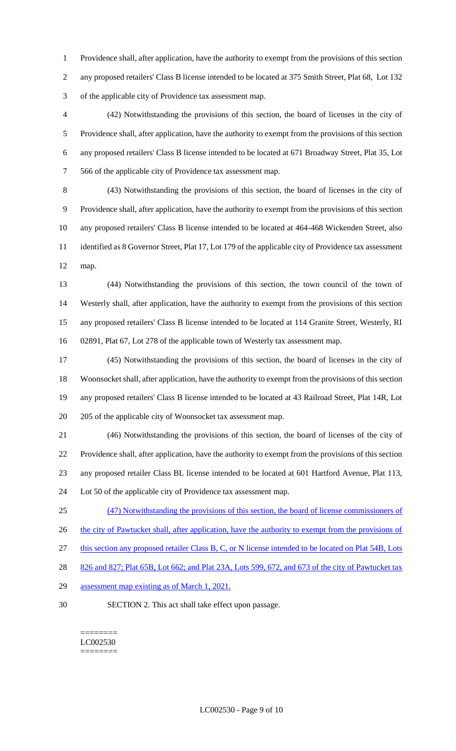Providence shall, after application, have the authority to exempt from the provisions of this section any proposed retailers' Class B license intended to be located at 375 Smith Street, Plat 68, Lot 132 of the applicable city of Providence tax assessment map.

(42) Notwithstanding the provisions of this section, the board of licenses in the city of Providence shall, after application, have the authority to exempt from the provisions of this section any proposed retailers' Class B license intended to be located at 671 Broadway Street, Plat 35, Lot 566 of the applicable city of Providence tax assessment map.

(43) Notwithstanding the provisions of this section, the board of licenses in the city of Providence shall, after application, have the authority to exempt from the provisions of this section any proposed retailers' Class B license intended to be located at 464-468 Wickenden Street, also identified as 8 Governor Street, Plat 17, Lot 179 of the applicable city of Providence tax assessment map.

(44) Notwithstanding the provisions of this section, the town council of the town of Westerly shall, after application, have the authority to exempt from the provisions of this section any proposed retailers' Class B license intended to be located at 114 Granite Street, Westerly, RI 02891, Plat 67, Lot 278 of the applicable town of Westerly tax assessment map.

(45) Notwithstanding the provisions of this section, the board of licenses in the city of Woonsocket shall, after application, have the authority to exempt from the provisions of this section any proposed retailers' Class B license intended to be located at 43 Railroad Street, Plat 14R, Lot 205 of the applicable city of Woonsocket tax assessment map.

(46) Notwithstanding the provisions of this section, the board of licenses of the city of Providence shall, after application, have the authority to exempt from the provisions of this section any proposed retailer Class BL license intended to be located at 601 Hartford Avenue, Plat 113, Lot 50 of the applicable city of Providence tax assessment map.

(47) Notwithstanding the provisions of this section, the board of license commissioners of the city of Pawtucket shall, after application, have the authority to exempt from the provisions of this section any proposed retailer Class B, C, or N license intended to be located on Plat 54B, Lots 826 and 827; Plat 65B, Lot 662; and Plat 23A, Lots 599, 672, and 673 of the city of Pawtucket tax assessment map existing as of March 1, 2021.

SECTION 2. This act shall take effect upon passage.

========
LC002530
========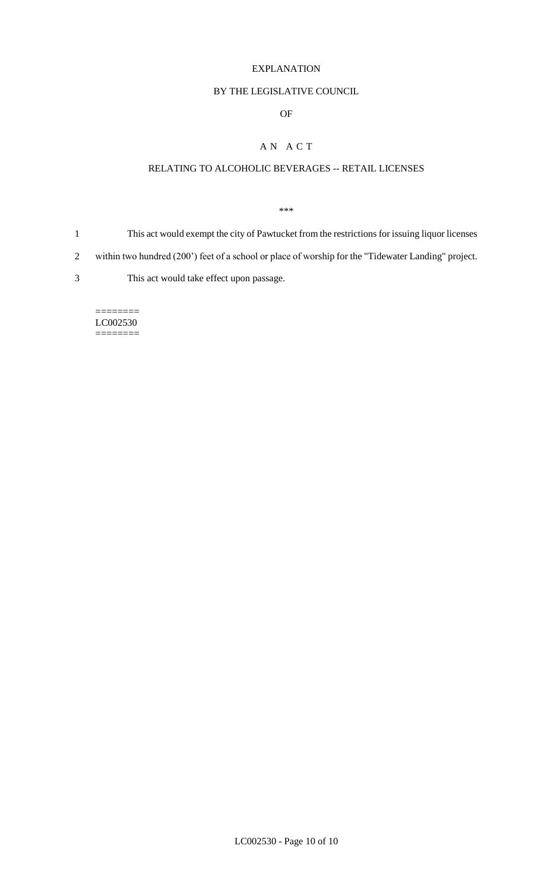EXPLANATION

BY THE LEGISLATIVE COUNCIL

OF

A N A C T

RELATING TO ALCOHOLIC BEVERAGES -- RETAIL LICENSES

\*\*\*

1 This act would exempt the city of Pawtucket from the restrictions for issuing liquor licenses
2 within two hundred (200') feet of a school or place of worship for the "Tidewater Landing" project.
3 This act would take effect upon passage.

========
LC002530
========